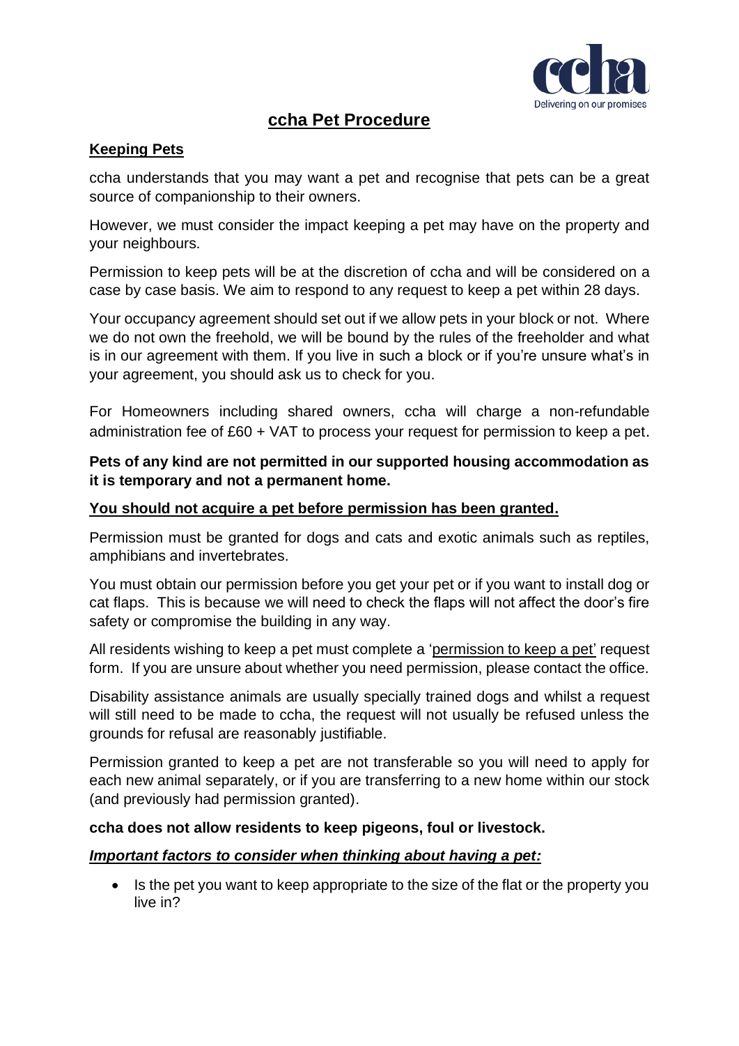# ccha Pet Procedure

## Keeping Pets

ccha understands that you may want a pet and recognise that pets can be a great source of companionship to their owners.

However, we must consider the impact keeping a pet may have on the property and your neighbours.

Permission to keep pets will be at the discretion of ccha and will be considered on a case by case basis. We aim to respond to any request to keep a pet within 28 days.

Your occupancy agreement should set out if we allow pets in your block or not. Where we do not own the freehold, we will be bound by the rules of the freeholder and what is in our agreement with them. If you live in such a block or if you're unsure what's in your agreement, you should ask us to check for you.

For Homeowners including shared owners, ccha will charge a non-refundable administration fee of £60 + VAT to process your request for permission to keep a pet.

**Pets of any kind are not permitted in our supported housing accommodation as it is temporary and not a permanent home.**

**You should not acquire a pet before permission has been granted.**

Permission must be granted for dogs and cats and exotic animals such as reptiles, amphibians and invertebrates.

You must obtain our permission before you get your pet or if you want to install dog or cat flaps. This is because we will need to check the flaps will not affect the door's fire safety or compromise the building in any way.

All residents wishing to keep a pet must complete a 'permission to keep a pet' request form. If you are unsure about whether you need permission, please contact the office.

Disability assistance animals are usually specially trained dogs and whilst a request will still need to be made to ccha, the request will not usually be refused unless the grounds for refusal are reasonably justifiable.

Permission granted to keep a pet are not transferable so you will need to apply for each new animal separately, or if you are transferring to a new home within our stock (and previously had permission granted).

**ccha does not allow residents to keep pigeons, foul or livestock.**

***Important factors to consider when thinking about having a pet:***

- Is the pet you want to keep appropriate to the size of the flat or the property you live in?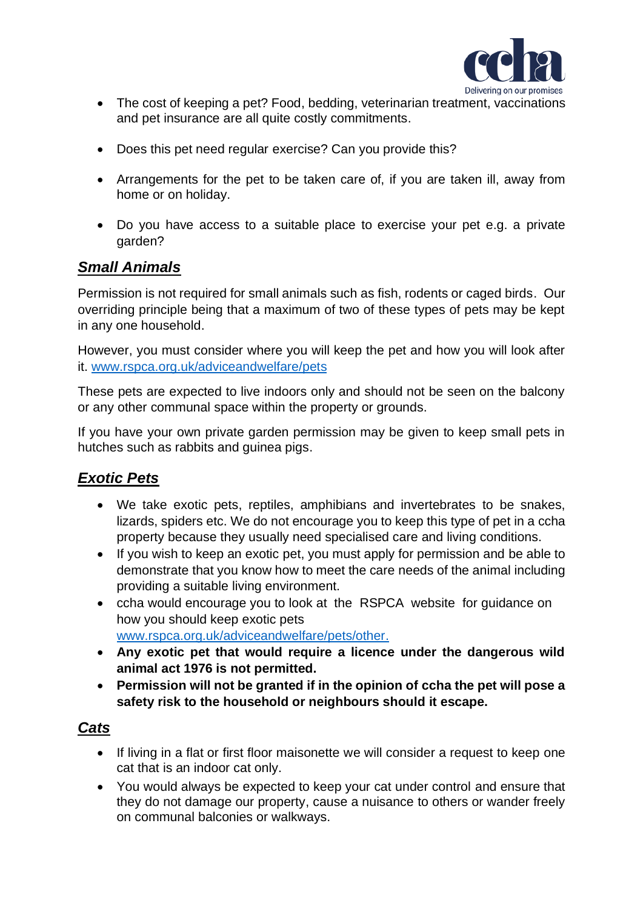- The cost of keeping a pet? Food, bedding, veterinarian treatment, vaccinations and pet insurance are all quite costly commitments.

- Does this pet need regular exercise? Can you provide this?

- Arrangements for the pet to be taken care of, if you are taken ill, away from home or on holiday.

- Do you have access to a suitable place to exercise your pet e.g. a private garden?

## ***Small Animals***

Permission is not required for small animals such as fish, rodents or caged birds. Our overriding principle being that a maximum of two of these types of pets may be kept in any one household.

However, you must consider where you will keep the pet and how you will look after it. www.rspca.org.uk/adviceandwelfare/pets

These pets are expected to live indoors only and should not be seen on the balcony or any other communal space within the property or grounds.

If you have your own private garden permission may be given to keep small pets in hutches such as rabbits and guinea pigs.

## ***Exotic Pets***

- We take exotic pets, reptiles, amphibians and invertebrates to be snakes, lizards, spiders etc. We do not encourage you to keep this type of pet in a ccha property because they usually need specialised care and living conditions.
- If you wish to keep an exotic pet, you must apply for permission and be able to demonstrate that you know how to meet the care needs of the animal including providing a suitable living environment.
- ccha would encourage you to look at the RSPCA website for guidance on how you should keep exotic pets www.rspca.org.uk/adviceandwelfare/pets/other.
- **Any exotic pet that would require a licence under the dangerous wild animal act 1976 is not permitted.**
- **Permission will not be granted if in the opinion of ccha the pet will pose a safety risk to the household or neighbours should it escape.**

## ***Cats***

- If living in a flat or first floor maisonette we will consider a request to keep one cat that is an indoor cat only.
- You would always be expected to keep your cat under control and ensure that they do not damage our property, cause a nuisance to others or wander freely on communal balconies or walkways.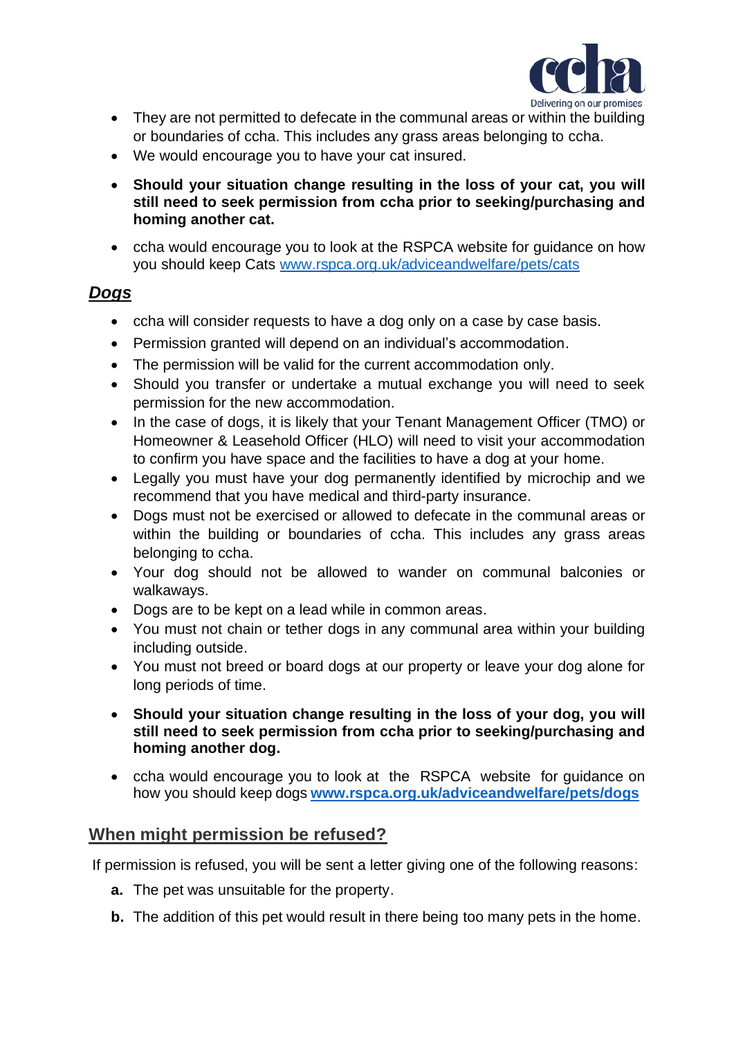- They are not permitted to defecate in the communal areas or within the building or boundaries of ccha. This includes any grass areas belonging to ccha.
- We would encourage you to have your cat insured.
- **Should your situation change resulting in the loss of your cat, you will still need to seek permission from ccha prior to seeking/purchasing and homing another cat.**
- ccha would encourage you to look at the RSPCA website for guidance on how you should keep Cats [www.rspca.org.uk/adviceandwelfare/pets/cats](http://www.rspca.org.uk/adviceandwelfare/pets/cats)

## ***Dogs***

- ccha will consider requests to have a dog only on a case by case basis.
- Permission granted will depend on an individual's accommodation.
- The permission will be valid for the current accommodation only.
- Should you transfer or undertake a mutual exchange you will need to seek permission for the new accommodation.
- In the case of dogs, it is likely that your Tenant Management Officer (TMO) or Homeowner & Leasehold Officer (HLO) will need to visit your accommodation to confirm you have space and the facilities to have a dog at your home.
- Legally you must have your dog permanently identified by microchip and we recommend that you have medical and third-party insurance.
- Dogs must not be exercised or allowed to defecate in the communal areas or within the building or boundaries of ccha. This includes any grass areas belonging to ccha.
- Your dog should not be allowed to wander on communal balconies or walkaways.
- Dogs are to be kept on a lead while in common areas.
- You must not chain or tether dogs in any communal area within your building including outside.
- You must not breed or board dogs at our property or leave your dog alone for long periods of time.
- **Should your situation change resulting in the loss of your dog, you will still need to seek permission from ccha prior to seeking/purchasing and homing another dog.**
- ccha would encourage you to look at the RSPCA website for guidance on how you should keep dogs **[www.rspca.org.uk/adviceandwelfare/pets/dogs](http://www.rspca.org.uk/adviceandwelfare/pets/dogs)**

## When might permission be refused?

If permission is refused, you will be sent a letter giving one of the following reasons:

**a.** The pet was unsuitable for the property.

**b.** The addition of this pet would result in there being too many pets in the home.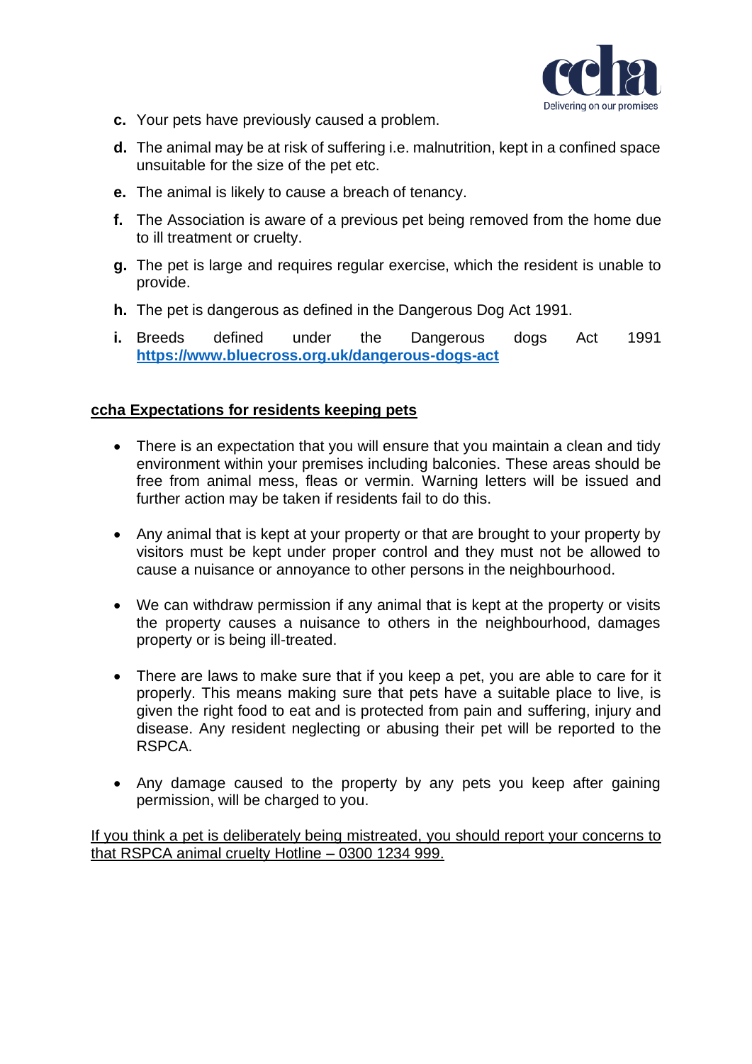c. Your pets have previously caused a problem.

d. The animal may be at risk of suffering i.e. malnutrition, kept in a confined space unsuitable for the size of the pet etc.

e. The animal is likely to cause a breach of tenancy.

f. The Association is aware of a previous pet being removed from the home due to ill treatment or cruelty.

g. The pet is large and requires regular exercise, which the resident is unable to provide.

h. The pet is dangerous as defined in the Dangerous Dog Act 1991.

i. Breeds defined under the Dangerous dogs Act 1991 **https://www.bluecross.org.uk/dangerous-dogs-act**

## ccha Expectations for residents keeping pets

- There is an expectation that you will ensure that you maintain a clean and tidy environment within your premises including balconies. These areas should be free from animal mess, fleas or vermin. Warning letters will be issued and further action may be taken if residents fail to do this.

- Any animal that is kept at your property or that are brought to your property by visitors must be kept under proper control and they must not be allowed to cause a nuisance or annoyance to other persons in the neighbourhood.

- We can withdraw permission if any animal that is kept at the property or visits the property causes a nuisance to others in the neighbourhood, damages property or is being ill-treated.

- There are laws to make sure that if you keep a pet, you are able to care for it properly. This means making sure that pets have a suitable place to live, is given the right food to eat and is protected from pain and suffering, injury and disease. Any resident neglecting or abusing their pet will be reported to the RSPCA.

- Any damage caused to the property by any pets you keep after gaining permission, will be charged to you.

If you think a pet is deliberately being mistreated, you should report your concerns to that RSPCA animal cruelty Hotline – 0300 1234 999.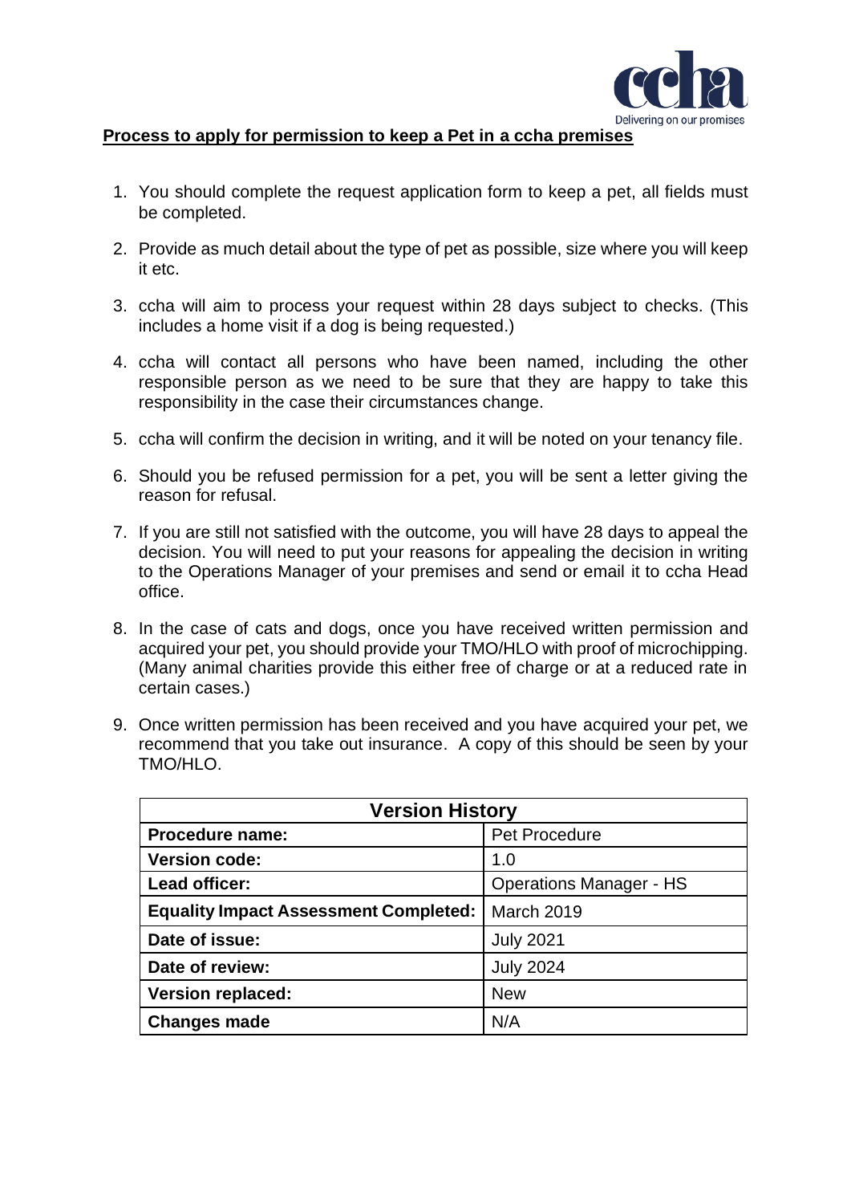**Process to apply for permission to keep a Pet in a ccha premises**

1. You should complete the request application form to keep a pet, all fields must be completed.
2. Provide as much detail about the type of pet as possible, size where you will keep it etc.
3. ccha will aim to process your request within 28 days subject to checks. (This includes a home visit if a dog is being requested.)
4. ccha will contact all persons who have been named, including the other responsible person as we need to be sure that they are happy to take this responsibility in the case their circumstances change.
5. ccha will confirm the decision in writing, and it will be noted on your tenancy file.
6. Should you be refused permission for a pet, you will be sent a letter giving the reason for refusal.
7. If you are still not satisfied with the outcome, you will have 28 days to appeal the decision. You will need to put your reasons for appealing the decision in writing to the Operations Manager of your premises and send or email it to ccha Head office.
8. In the case of cats and dogs, once you have received written permission and acquired your pet, you should provide your TMO/HLO with proof of microchipping. (Many animal charities provide this either free of charge or at a reduced rate in certain cases.)
9. Once written permission has been received and you have acquired your pet, we recommend that you take out insurance. A copy of this should be seen by your TMO/HLO.

| **Version History** | |
|---|---|
| **Procedure name:** | Pet Procedure |
| **Version code:** | 1.0 |
| **Lead officer:** | Operations Manager - HS |
| **Equality Impact Assessment Completed:** | March 2019 |
| **Date of issue:** | July 2021 |
| **Date of review:** | July 2024 |
| **Version replaced:** | New |
| **Changes made** | N/A |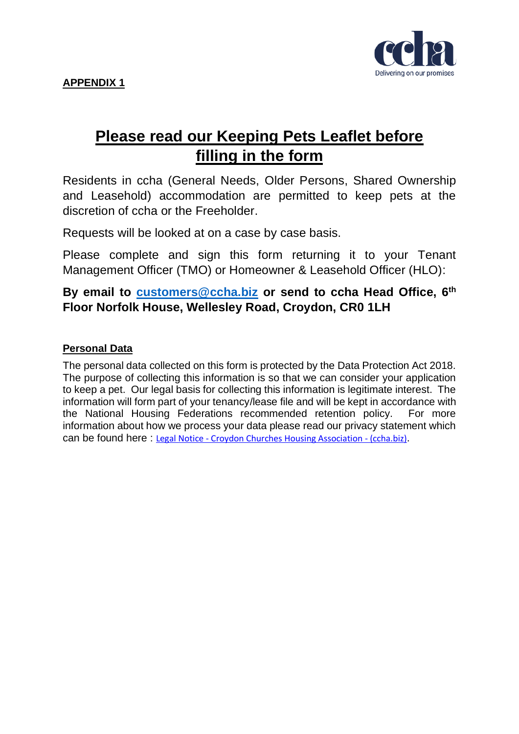**APPENDIX 1**

# Please read our Keeping Pets Leaflet before filling in the form

Residents in ccha (General Needs, Older Persons, Shared Ownership and Leasehold) accommodation are permitted to keep pets at the discretion of ccha or the Freeholder.

Requests will be looked at on a case by case basis.

Please complete and sign this form returning it to your Tenant Management Officer (TMO) or Homeowner & Leasehold Officer (HLO):

**By email to [customers@ccha.biz](mailto:customers@ccha.biz) or send to ccha Head Office, 6th Floor Norfolk House, Wellesley Road, Croydon, CR0 1LH**

## Personal Data

The personal data collected on this form is protected by the Data Protection Act 2018. The purpose of collecting this information is so that we can consider your application to keep a pet. Our legal basis for collecting this information is legitimate interest. The information will form part of your tenancy/lease file and will be kept in accordance with the National Housing Federations recommended retention policy. For more information about how we process your data please read our privacy statement which can be found here : Legal Notice - Croydon Churches Housing Association - (ccha.biz).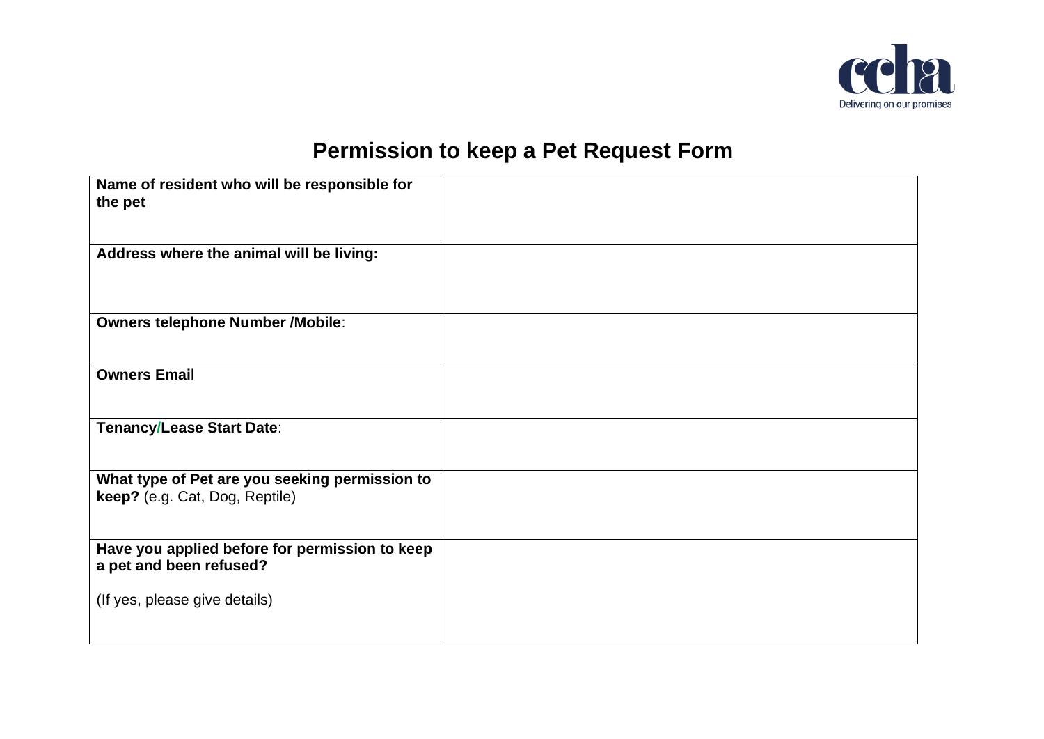# Permission to keep a Pet Request Form

| | |
|---|---|
| **Name of resident who will be responsible for the pet** | |
| **Address where the animal will be living:** | |
| **Owners telephone Number /Mobile**: | |
| **Owners Email** | |
| **Tenancy/Lease Start Date**: | |
| **What type of Pet are you seeking permission to keep?** (e.g. Cat, Dog, Reptile) | |
| **Have you applied before for permission to keep a pet and been refused?**<br><br>(If yes, please give details) | |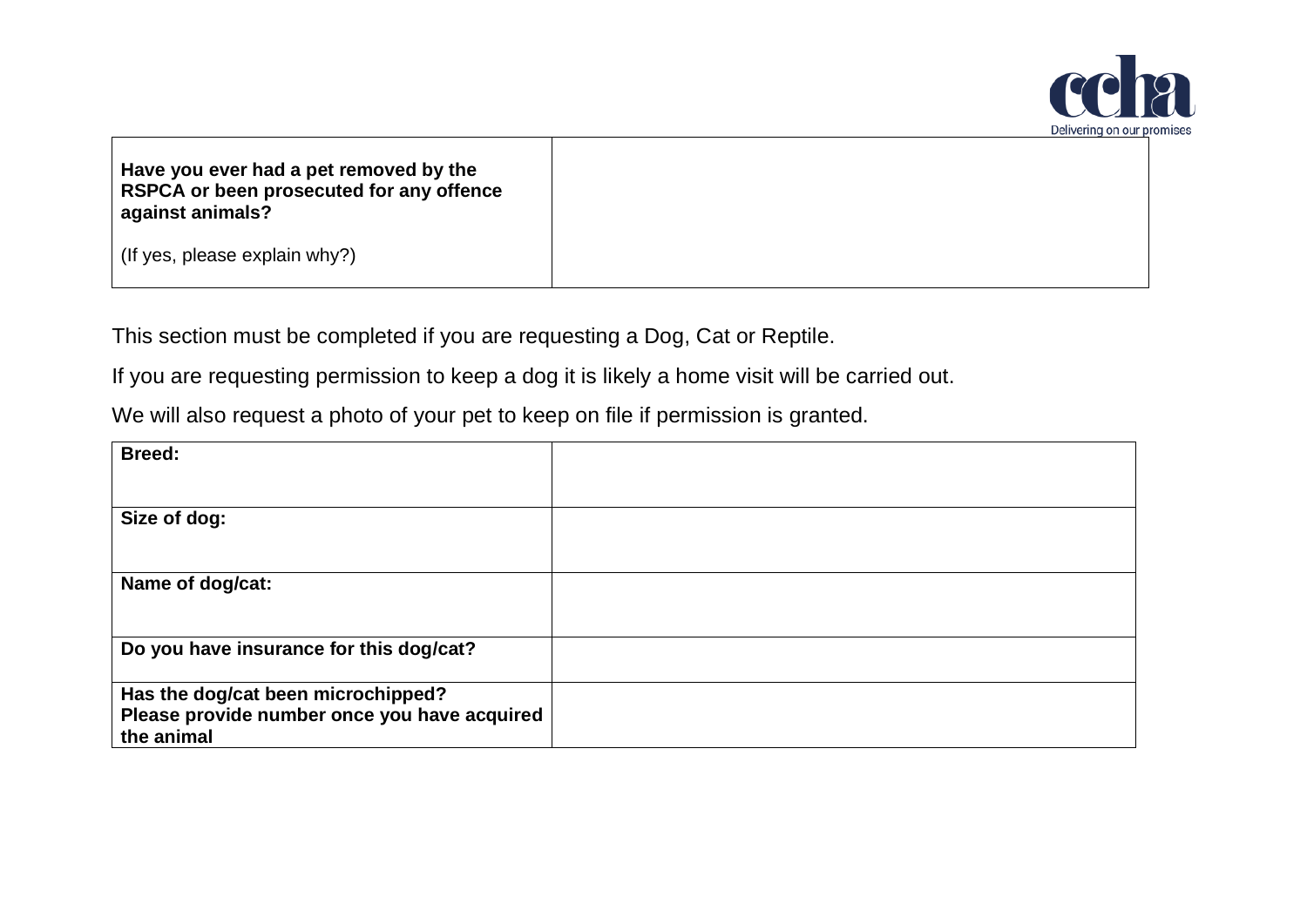| **Have you ever had a pet removed by the RSPCA or been prosecuted for any offence against animals?**<br><br>(If yes, please explain why?) | |
|---|---|

This section must be completed if you are requesting a Dog, Cat or Reptile.

If you are requesting permission to keep a dog it is likely a home visit will be carried out.

We will also request a photo of your pet to keep on file if permission is granted.

| **Breed:** | |
|---|---|
| **Size of dog:** | |
| **Name of dog/cat:** | |
| **Do you have insurance for this dog/cat?** | |
| **Has the dog/cat been microchipped? Please provide number once you have acquired the animal** | |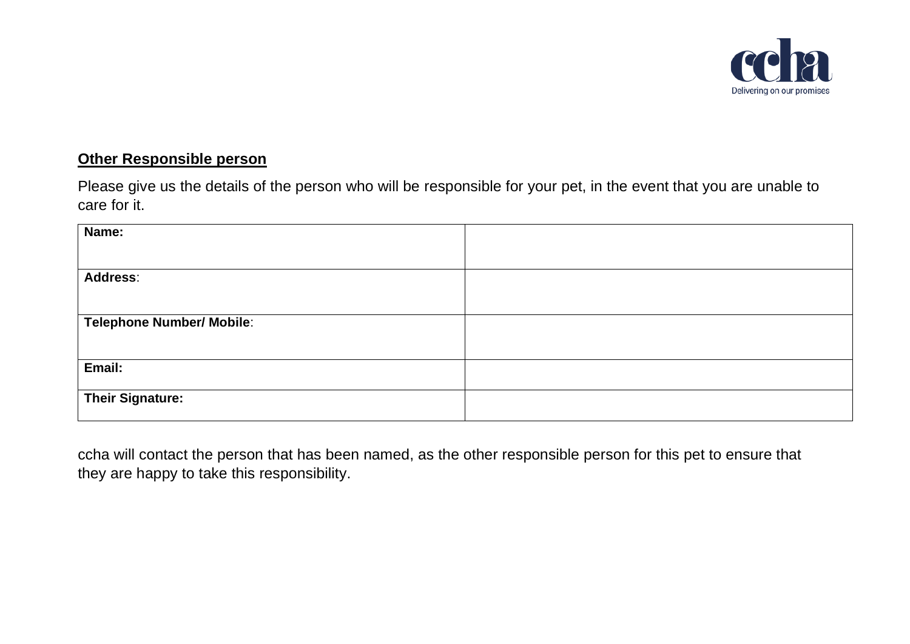**<u>Other Responsible person</u>**

Please give us the details of the person who will be responsible for your pet, in the event that you are unable to care for it.

| | |
|---|---|
| **Name:** | |
| **Address**: | |
| **Telephone Number/ Mobile**: | |
| **Email:** | |
| **Their Signature:** | |

ccha will contact the person that has been named, as the other responsible person for this pet to ensure that they are happy to take this responsibility.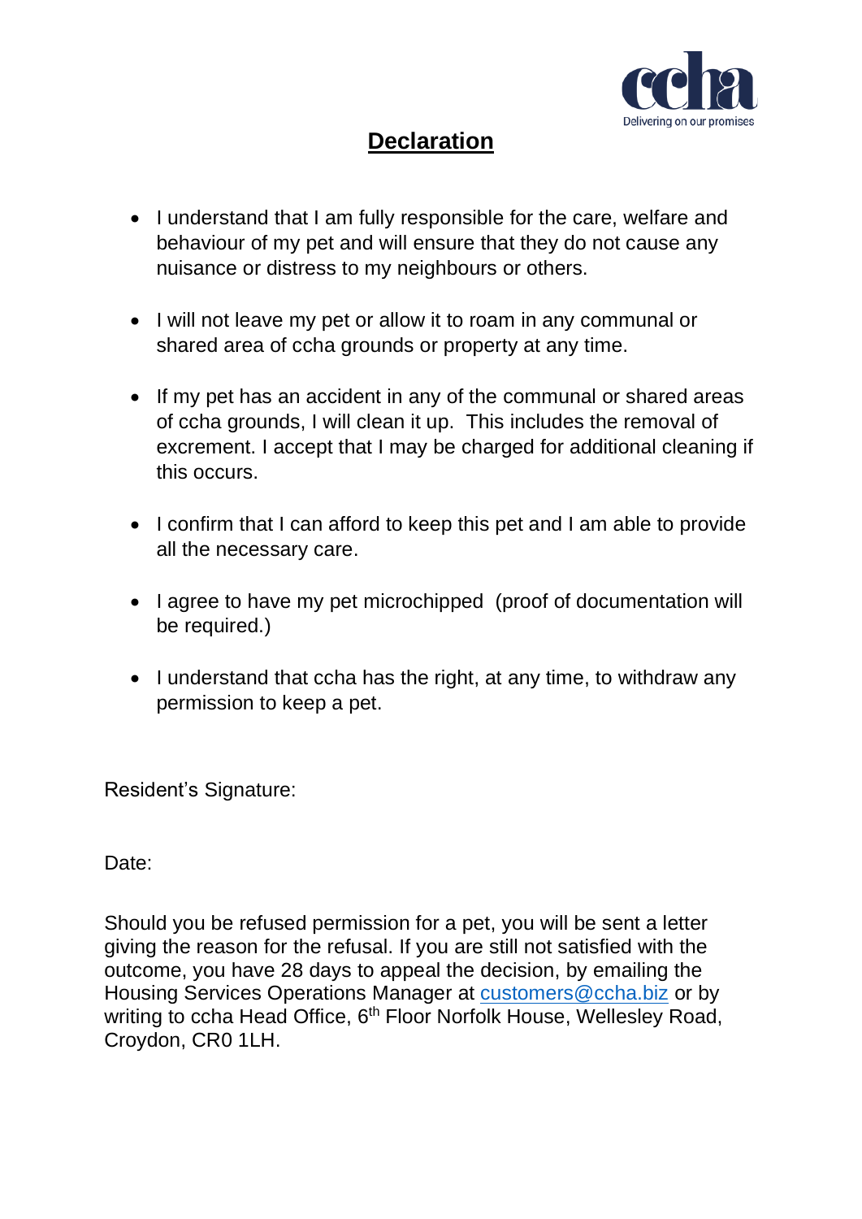# Declaration

- I understand that I am fully responsible for the care, welfare and behaviour of my pet and will ensure that they do not cause any nuisance or distress to my neighbours or others.

- I will not leave my pet or allow it to roam in any communal or shared area of ccha grounds or property at any time.

- If my pet has an accident in any of the communal or shared areas of ccha grounds, I will clean it up. This includes the removal of excrement. I accept that I may be charged for additional cleaning if this occurs.

- I confirm that I can afford to keep this pet and I am able to provide all the necessary care.

- I agree to have my pet microchipped (proof of documentation will be required.)

- I understand that ccha has the right, at any time, to withdraw any permission to keep a pet.

Resident's Signature:

Date:

Should you be refused permission for a pet, you will be sent a letter giving the reason for the refusal. If you are still not satisfied with the outcome, you have 28 days to appeal the decision, by emailing the Housing Services Operations Manager at customers@ccha.biz or by writing to ccha Head Office, 6th Floor Norfolk House, Wellesley Road, Croydon, CR0 1LH.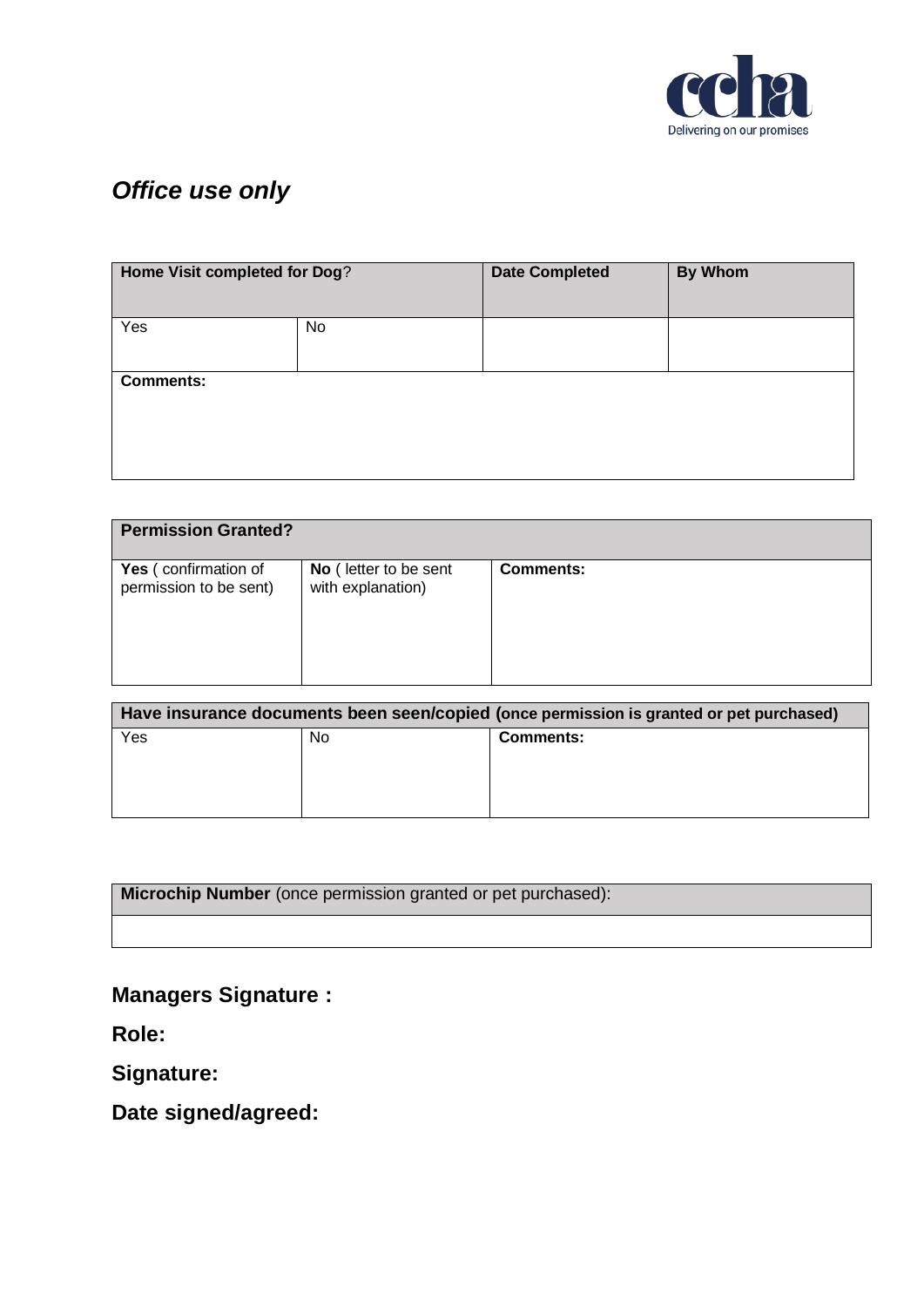## *Office use only*

| **Home Visit completed for Dog**? | | **Date Completed** | **By Whom** |
|---|---|---|---|
| Yes | No | | |
| **Comments:** | | | |

| **Permission Granted?** | | |
|---|---|---|
| **Yes** ( confirmation of permission to be sent) | **No** ( letter to be sent with explanation) | **Comments:** |

| **Have insurance documents been seen/copied (once permission is granted or pet purchased)** | | |
|---|---|---|
| Yes | No | **Comments:** |

| **Microchip Number** (once permission granted or pet purchased): |
|---|
| |

### Managers Signature :

### Role:

### Signature:

### Date signed/agreed: